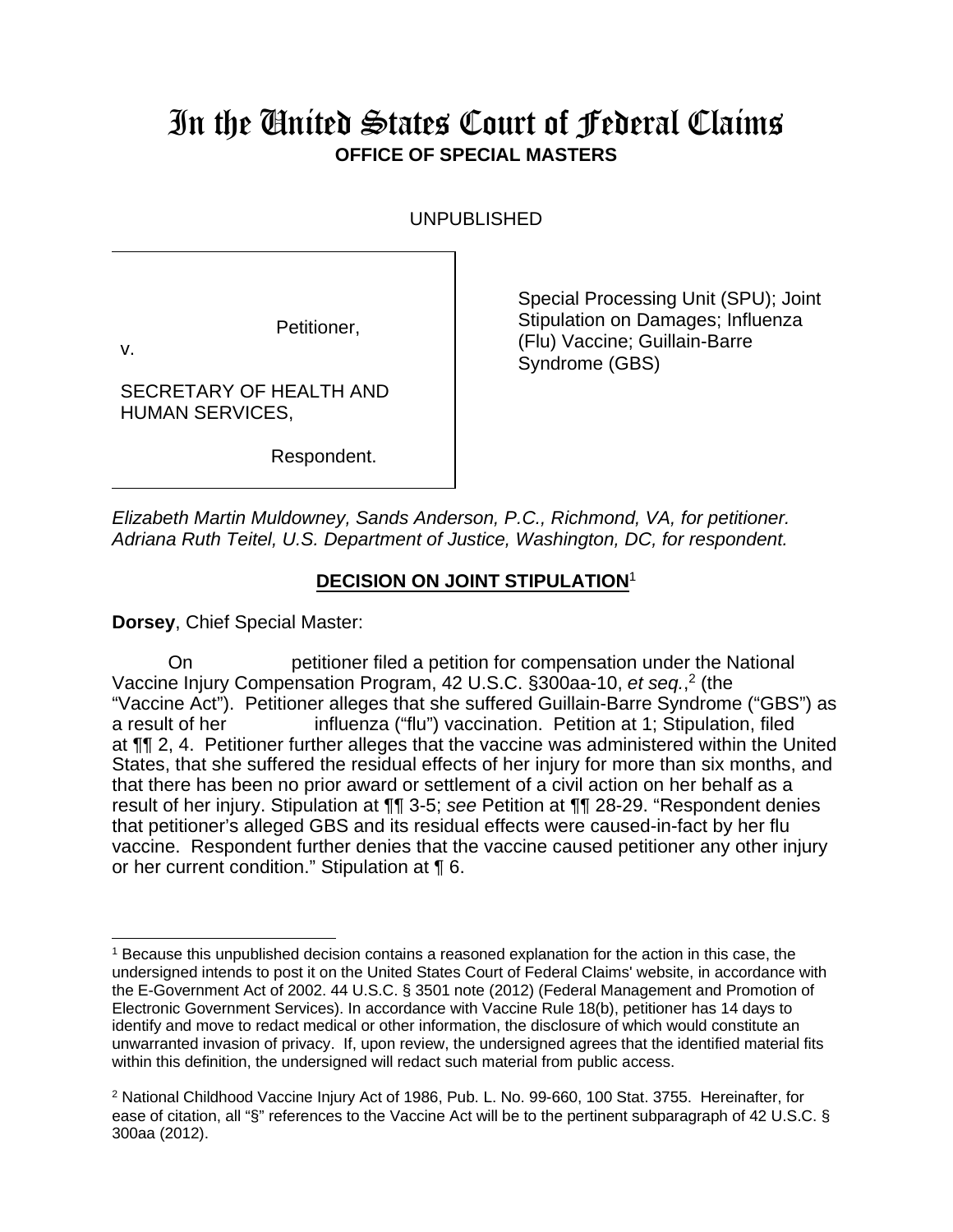# In the United States Court of Federal Claims

**OFFICE OF SPECIAL MASTERS**

UNPUBLISHED

| | |
|---|---|
| Petitioner,<br>v.<br>SECRETARY OF HEALTH AND HUMAN SERVICES,<br>Respondent. | Special Processing Unit (SPU); Joint Stipulation on Damages; Influenza (Flu) Vaccine; Guillain-Barre Syndrome (GBS) |

*Elizabeth Martin Muldowney, Sands Anderson, P.C., Richmond, VA, for petitioner.*
*Adriana Ruth Teitel, U.S. Department of Justice, Washington, DC, for respondent.*

## DECISION ON JOINT STIPULATION[1]

**Dorsey**, Chief Special Master:

On petitioner filed a petition for compensation under the National Vaccine Injury Compensation Program, 42 U.S.C. §300aa-10, *et seq.*,[2] (the "Vaccine Act"). Petitioner alleges that she suffered Guillain-Barre Syndrome ("GBS") as a result of her influenza ("flu") vaccination. Petition at 1; Stipulation, filed at ¶¶ 2, 4. Petitioner further alleges that the vaccine was administered within the United States, that she suffered the residual effects of her injury for more than six months, and that there has been no prior award or settlement of a civil action on her behalf as a result of her injury. Stipulation at ¶¶ 3-5; *see* Petition at ¶¶ 28-29. "Respondent denies that petitioner's alleged GBS and its residual effects were caused-in-fact by her flu vaccine. Respondent further denies that the vaccine caused petitioner any other injury or her current condition." Stipulation at ¶ 6.

---

[1] Because this unpublished decision contains a reasoned explanation for the action in this case, the undersigned intends to post it on the United States Court of Federal Claims' website, in accordance with the E-Government Act of 2002. 44 U.S.C. § 3501 note (2012) (Federal Management and Promotion of Electronic Government Services). In accordance with Vaccine Rule 18(b), petitioner has 14 days to identify and move to redact medical or other information, the disclosure of which would constitute an unwarranted invasion of privacy. If, upon review, the undersigned agrees that the identified material fits within this definition, the undersigned will redact such material from public access.

[2] National Childhood Vaccine Injury Act of 1986, Pub. L. No. 99-660, 100 Stat. 3755. Hereinafter, for ease of citation, all "§" references to the Vaccine Act will be to the pertinent subparagraph of 42 U.S.C. § 300aa (2012).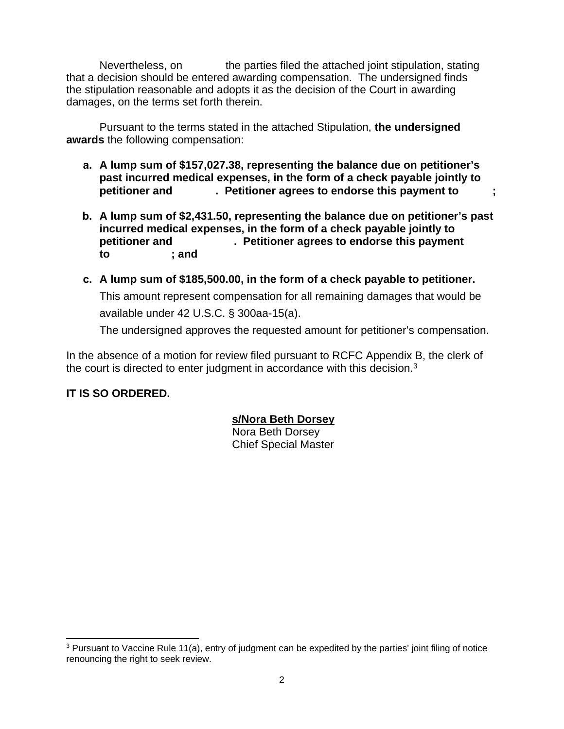Nevertheless, on the parties filed the attached joint stipulation, stating that a decision should be entered awarding compensation. The undersigned finds the stipulation reasonable and adopts it as the decision of the Court in awarding damages, on the terms set forth therein.

Pursuant to the terms stated in the attached Stipulation, **the undersigned awards** the following compensation:

a. **A lump sum of $157,027.38, representing the balance due on petitioner's past incurred medical expenses, in the form of a check payable jointly to petitioner and . Petitioner agrees to endorse this payment to ;**

b. **A lump sum of $2,431.50, representing the balance due on petitioner's past incurred medical expenses, in the form of a check payable jointly to petitioner and . Petitioner agrees to endorse this payment to ; and**

c. **A lump sum of $185,500.00, in the form of a check payable to petitioner.**

   This amount represent compensation for all remaining damages that would be available under 42 U.S.C. § 300aa-15(a).

   The undersigned approves the requested amount for petitioner's compensation.

In the absence of a motion for review filed pursuant to RCFC Appendix B, the clerk of the court is directed to enter judgment in accordance with this decision.[3]

**IT IS SO ORDERED.**

**s/Nora Beth Dorsey**
Nora Beth Dorsey
Chief Special Master

[3] Pursuant to Vaccine Rule 11(a), entry of judgment can be expedited by the parties' joint filing of notice renouncing the right to seek review.